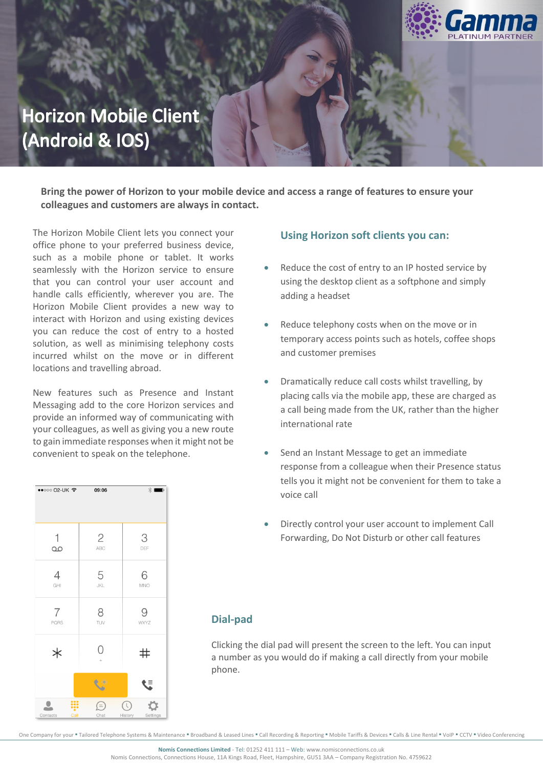# Horizon Mobile Client (Android & IOS)

**Bring the power of Horizon to your mobile device and access a range of features to ensure your colleagues and customers are always in contact.**

The Horizon Mobile Client lets you connect your office phone to your preferred business device, such as a mobile phone or tablet. It works seamlessly with the Horizon service to ensure that you can control your user account and handle calls efficiently, wherever you are. The Horizon Mobile Client provides a new way to interact with Horizon and using existing devices you can reduce the cost of entry to a hosted solution, as well as minimising telephony costs incurred whilst on the move or in different locations and travelling abroad.

New features such as Presence and Instant Messaging add to the core Horizon services and provide an informed way of communicating with your colleagues, as well as giving you a new route to gain immediate responses when it might not be convenient to speak on the telephone.

## Using Horizon soft clients you can:

- Reduce the cost of entry to an IP hosted service by using the desktop client as a softphone and simply adding a headset
- Reduce telephony costs when on the move or in temporary access points such as hotels, coffee shops and customer premises
- Dramatically reduce call costs whilst travelling, by placing calls via the mobile app, these are charged as a call being made from the UK, rather than the higher international rate
- Send an Instant Message to get an immediate response from a colleague when their Presence status tells you it might not be convenient for them to take a voice call
- Directly control your user account to implement Call Forwarding, Do Not Disturb or other call features

## Dial-pad

Clicking the dial pad will present the screen to the left. You can input a number as you would do if making a call directly from your mobile phone.

One Company for your ▪ Tailored Telephone Systems & Maintenance ▪ Broadband & Leased Lines ▪ Call Recording & Reporting ▪ Mobile Tariffs & Devices ▪ Calls & Line Rental ▪ VoIP ▪ CCTV ▪ Video Conferencing

**Nomis Connections Limited** - Tel: 01252 411 111 – Web: www.nomisconnections.co.uk
Nomis Connections, Connections House, 11A Kings Road, Fleet, Hampshire, GU51 3AA – Company Registration No. 4759622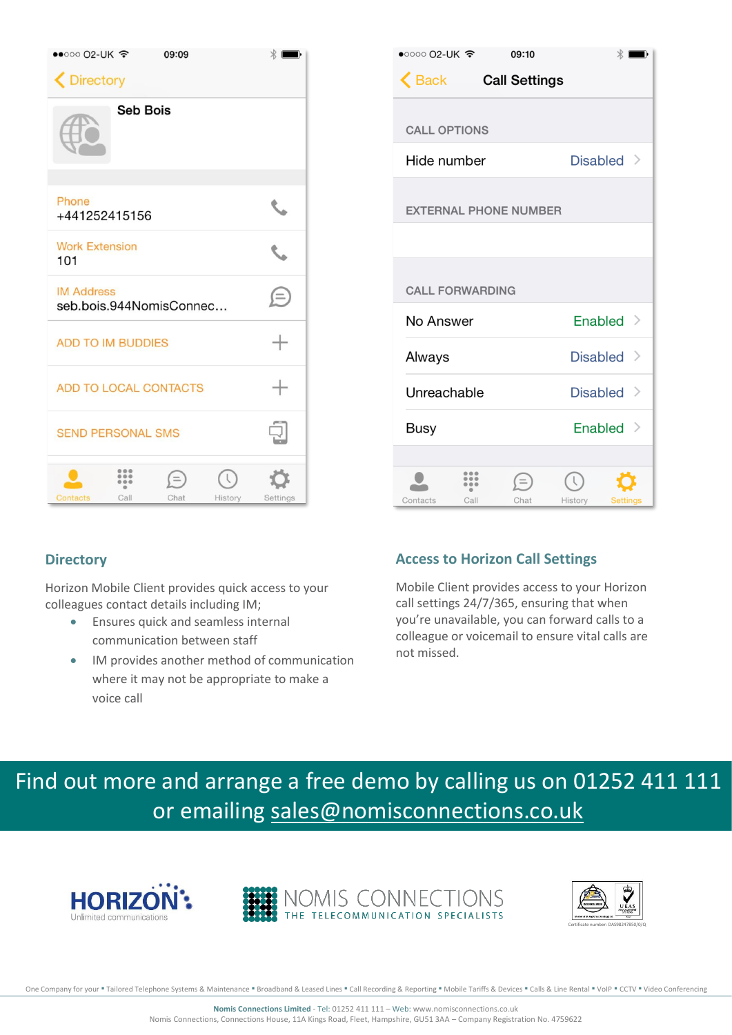## Directory

Horizon Mobile Client provides quick access to your colleagues contact details including IM;

- Ensures quick and seamless internal communication between staff
- IM provides another method of communication where it may not be appropriate to make a voice call

## Access to Horizon Call Settings

Mobile Client provides access to your Horizon call settings 24/7/365, ensuring that when you're unavailable, you can forward calls to a colleague or voicemail to ensure vital calls are not missed.

**Find out more and arrange a free demo by calling us on 01252 411 111 or emailing sales@nomisconnections.co.uk**

HORIZON Unlimited communications

NOMIS CONNECTIONS THE TELECOMMUNICATION SPECIALISTS

Certificate number: DAS98247850/0/Q

One Company for your ▪ Tailored Telephone Systems & Maintenance ▪ Broadband & Leased Lines ▪ Call Recording & Reporting ▪ Mobile Tariffs & Devices ▪ Calls & Line Rental ▪ VoIP ▪ CCTV ▪ Video Conferencing

**Nomis Connections Limited** - Tel: 01252 411 111 – Web: www.nomisconnections.co.uk
Nomis Connections, Connections House, 11A Kings Road, Fleet, Hampshire, GU51 3AA – Company Registration No. 4759622